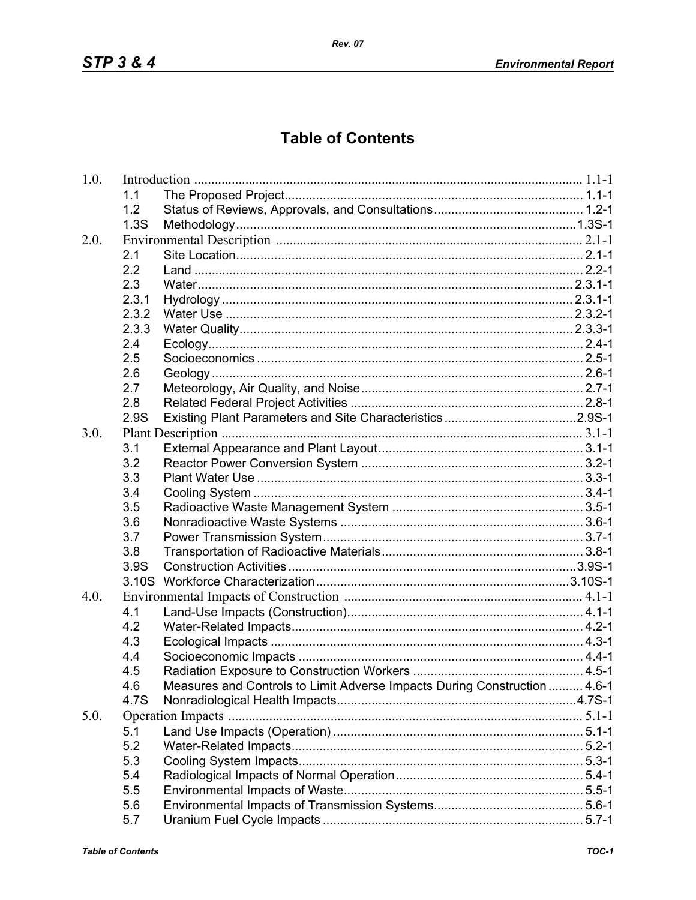# Table of Contents

| | | |
|---|---|---|
| 1.0. | Introduction | 1.1-1 |
| 1.1 | The Proposed Project | 1.1-1 |
| 1.2 | Status of Reviews, Approvals, and Consultations | 1.2-1 |
| 1.3S | Methodology | 1.3S-1 |
| 2.0. | Environmental Description | 2.1-1 |
| 2.1 | Site Location | 2.1-1 |
| 2.2 | Land | 2.2-1 |
| 2.3 | Water | 2.3.1-1 |
| 2.3.1 | Hydrology | 2.3.1-1 |
| 2.3.2 | Water Use | 2.3.2-1 |
| 2.3.3 | Water Quality | 2.3.3-1 |
| 2.4 | Ecology | 2.4-1 |
| 2.5 | Socioeconomics | 2.5-1 |
| 2.6 | Geology | 2.6-1 |
| 2.7 | Meteorology, Air Quality, and Noise | 2.7-1 |
| 2.8 | Related Federal Project Activities | 2.8-1 |
| 2.9S | Existing Plant Parameters and Site Characteristics | 2.9S-1 |
| 3.0. | Plant Description | 3.1-1 |
| 3.1 | External Appearance and Plant Layout | 3.1-1 |
| 3.2 | Reactor Power Conversion System | 3.2-1 |
| 3.3 | Plant Water Use | 3.3-1 |
| 3.4 | Cooling System | 3.4-1 |
| 3.5 | Radioactive Waste Management System | 3.5-1 |
| 3.6 | Nonradioactive Waste Systems | 3.6-1 |
| 3.7 | Power Transmission System | 3.7-1 |
| 3.8 | Transportation of Radioactive Materials | 3.8-1 |
| 3.9S | Construction Activities | 3.9S-1 |
| 3.10S | Workforce Characterization | 3.10S-1 |
| 4.0. | Environmental Impacts of Construction | 4.1-1 |
| 4.1 | Land-Use Impacts (Construction) | 4.1-1 |
| 4.2 | Water-Related Impacts | 4.2-1 |
| 4.3 | Ecological Impacts | 4.3-1 |
| 4.4 | Socioeconomic Impacts | 4.4-1 |
| 4.5 | Radiation Exposure to Construction Workers | 4.5-1 |
| 4.6 | Measures and Controls to Limit Adverse Impacts During Construction | 4.6-1 |
| 4.7S | Nonradiological Health Impacts | 4.7S-1 |
| 5.0. | Operation Impacts | 5.1-1 |
| 5.1 | Land Use Impacts (Operation) | 5.1-1 |
| 5.2 | Water-Related Impacts | 5.2-1 |
| 5.3 | Cooling System Impacts | 5.3-1 |
| 5.4 | Radiological Impacts of Normal Operation | 5.4-1 |
| 5.5 | Environmental Impacts of Waste | 5.5-1 |
| 5.6 | Environmental Impacts of Transmission Systems | 5.6-1 |
| 5.7 | Uranium Fuel Cycle Impacts | 5.7-1 |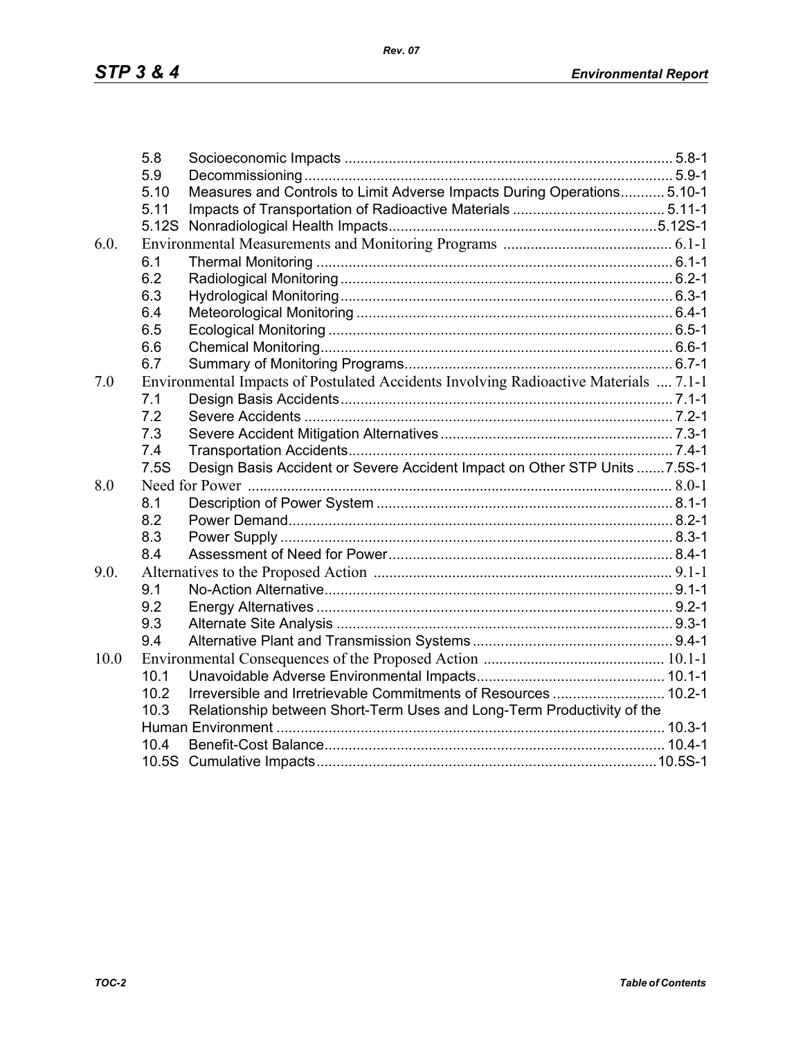| | | | |
|---|---|---|---|
| | 5.8 | Socioeconomic Impacts | 5.8-1 |
| | 5.9 | Decommissioning | 5.9-1 |
| | 5.10 | Measures and Controls to Limit Adverse Impacts During Operations | 5.10-1 |
| | 5.11 | Impacts of Transportation of Radioactive Materials | 5.11-1 |
| | 5.12S | Nonradiological Health Impacts | 5.12S-1 |
| 6.0. | Environmental Measurements and Monitoring Programs | | 6.1-1 |
| | 6.1 | Thermal Monitoring | 6.1-1 |
| | 6.2 | Radiological Monitoring | 6.2-1 |
| | 6.3 | Hydrological Monitoring | 6.3-1 |
| | 6.4 | Meteorological Monitoring | 6.4-1 |
| | 6.5 | Ecological Monitoring | 6.5-1 |
| | 6.6 | Chemical Monitoring | 6.6-1 |
| | 6.7 | Summary of Monitoring Programs | 6.7-1 |
| 7.0 | Environmental Impacts of Postulated Accidents Involving Radioactive Materials | | 7.1-1 |
| | 7.1 | Design Basis Accidents | 7.1-1 |
| | 7.2 | Severe Accidents | 7.2-1 |
| | 7.3 | Severe Accident Mitigation Alternatives | 7.3-1 |
| | 7.4 | Transportation Accidents | 7.4-1 |
| | 7.5S | Design Basis Accident or Severe Accident Impact on Other STP Units | 7.5S-1 |
| 8.0 | Need for Power | | 8.0-1 |
| | 8.1 | Description of Power System | 8.1-1 |
| | 8.2 | Power Demand | 8.2-1 |
| | 8.3 | Power Supply | 8.3-1 |
| | 8.4 | Assessment of Need for Power | 8.4-1 |
| 9.0. | Alternatives to the Proposed Action | | 9.1-1 |
| | 9.1 | No-Action Alternative | 9.1-1 |
| | 9.2 | Energy Alternatives | 9.2-1 |
| | 9.3 | Alternate Site Analysis | 9.3-1 |
| | 9.4 | Alternative Plant and Transmission Systems | 9.4-1 |
| 10.0 | Environmental Consequences of the Proposed Action | | 10.1-1 |
| | 10.1 | Unavoidable Adverse Environmental Impacts | 10.1-1 |
| | 10.2 | Irreversible and Irretrievable Commitments of Resources | 10.2-1 |
| | 10.3 | Relationship between Short-Term Uses and Long-Term Productivity of the Human Environment | 10.3-1 |
| | 10.4 | Benefit-Cost Balance | 10.4-1 |
| | 10.5S | Cumulative Impacts | 10.5S-1 |